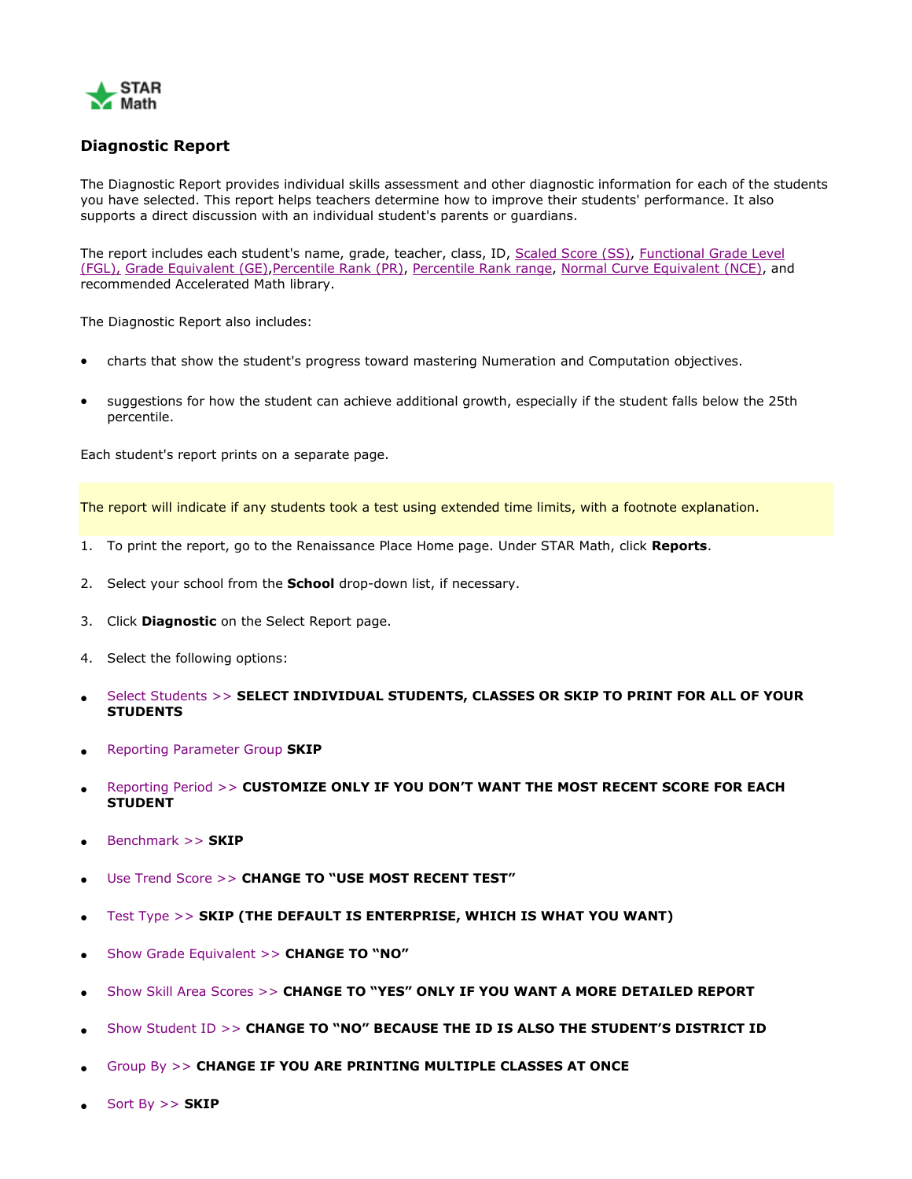STAR Math

## Diagnostic Report

The Diagnostic Report provides individual skills assessment and other diagnostic information for each of the students you have selected. This report helps teachers determine how to improve their students' performance. It also supports a direct discussion with an individual student's parents or guardians.

The report includes each student's name, grade, teacher, class, ID, Scaled Score (SS), Functional Grade Level (FGL), Grade Equivalent (GE), Percentile Rank (PR), Percentile Rank range, Normal Curve Equivalent (NCE), and recommended Accelerated Math library.

The Diagnostic Report also includes:

- charts that show the student's progress toward mastering Numeration and Computation objectives.
- suggestions for how the student can achieve additional growth, especially if the student falls below the 25th percentile.

Each student's report prints on a separate page.

The report will indicate if any students took a test using extended time limits, with a footnote explanation.

1. To print the report, go to the Renaissance Place Home page. Under STAR Math, click **Reports**.
2. Select your school from the **School** drop-down list, if necessary.
3. Click **Diagnostic** on the Select Report page.
4. Select the following options:

- Select Students >> **SELECT INDIVIDUAL STUDENTS, CLASSES OR SKIP TO PRINT FOR ALL OF YOUR STUDENTS**
- Reporting Parameter Group **SKIP**
- Reporting Period >> **CUSTOMIZE ONLY IF YOU DON'T WANT THE MOST RECENT SCORE FOR EACH STUDENT**
- Benchmark >> **SKIP**
- Use Trend Score >> **CHANGE TO "USE MOST RECENT TEST"**
- Test Type >> **SKIP (THE DEFAULT IS ENTERPRISE, WHICH IS WHAT YOU WANT)**
- Show Grade Equivalent >> **CHANGE TO "NO"**
- Show Skill Area Scores >> **CHANGE TO "YES" ONLY IF YOU WANT A MORE DETAILED REPORT**
- Show Student ID >> **CHANGE TO "NO" BECAUSE THE ID IS ALSO THE STUDENT'S DISTRICT ID**
- Group By >> **CHANGE IF YOU ARE PRINTING MULTIPLE CLASSES AT ONCE**
- Sort By >> **SKIP**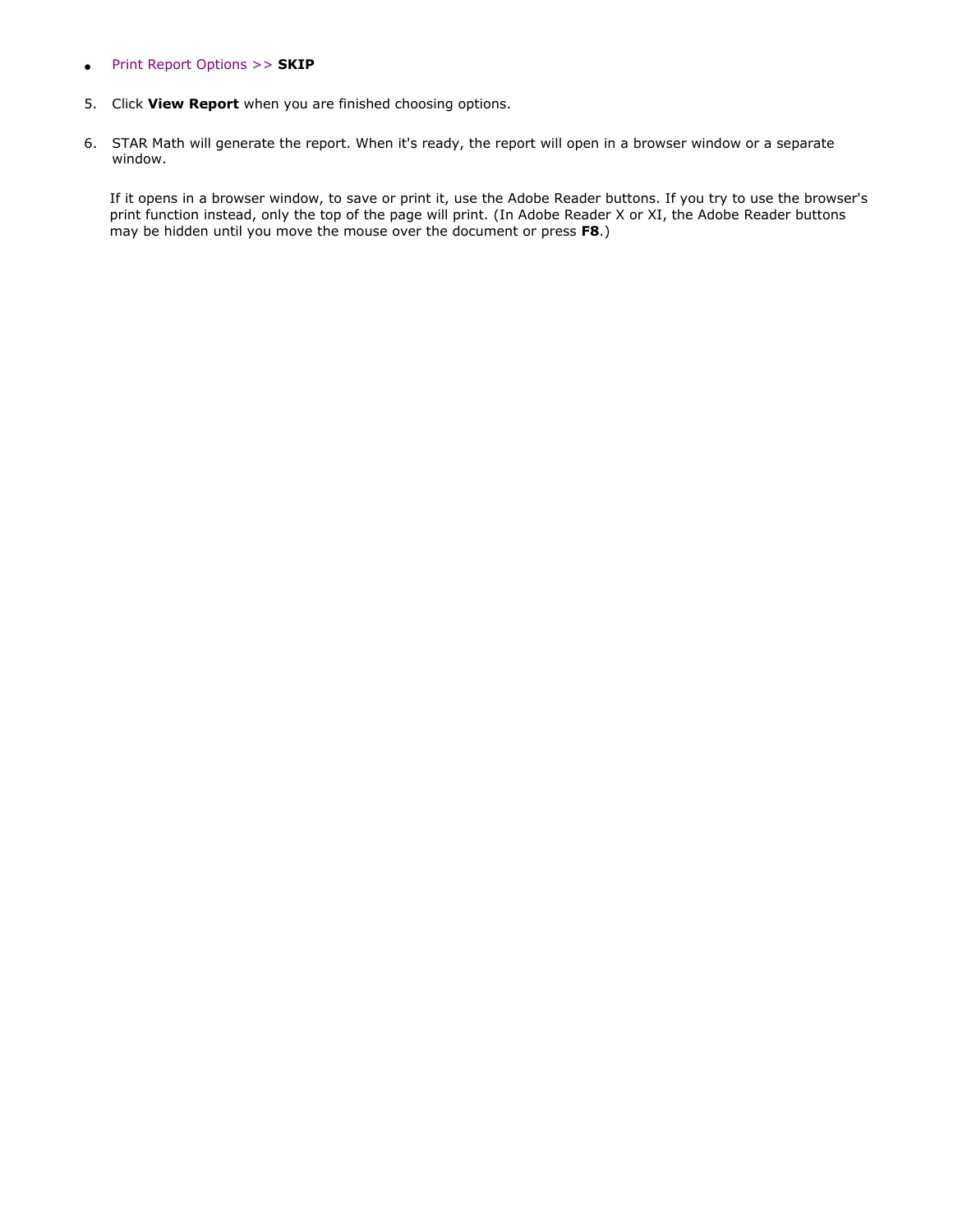- Print Report Options >> **SKIP**

5. Click **View Report** when you are finished choosing options.

6. STAR Math will generate the report. When it's ready, the report will open in a browser window or a separate window.

   If it opens in a browser window, to save or print it, use the Adobe Reader buttons. If you try to use the browser's print function instead, only the top of the page will print. (In Adobe Reader X or XI, the Adobe Reader buttons may be hidden until you move the mouse over the document or press **F8**.)